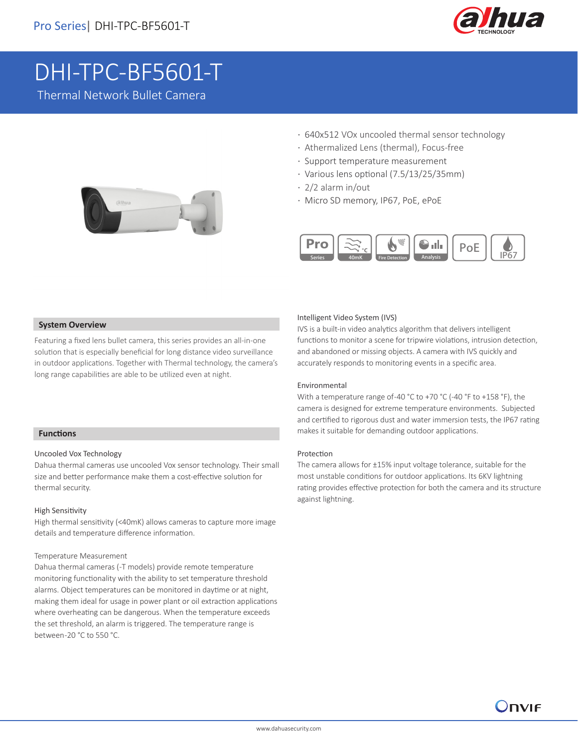# DHI-TPC-BF5601-T

Thermal Network Bullet Camera

- 640x512 VOx uncooled thermal sensor technology
- Athermalized Lens (thermal), Focus-free
- Support temperature measurement
- Various lens optional (7.5/13/25/35mm)
- 2/2 alarm in/out
- Micro SD memory, IP67, PoE, ePoE

## System Overview

Featuring a fixed lens bullet camera, this series provides an all-in-one solution that is especially beneficial for long distance video surveillance in outdoor applications. Together with Thermal technology, the camera's long range capabilities are able to be utilized even at night.

## Functions

### Uncooled Vox Technology

Dahua thermal cameras use uncooled Vox sensor technology. Their small size and better performance make them a cost-effective solution for thermal security.

### High Sensitivity

High thermal sensitivity (<40mK) allows cameras to capture more image details and temperature difference information.

### Temperature Measurement

Dahua thermal cameras (-T models) provide remote temperature monitoring functionality with the ability to set temperature threshold alarms. Object temperatures can be monitored in daytime or at night, making them ideal for usage in power plant or oil extraction applications where overheating can be dangerous. When the temperature exceeds the set threshold, an alarm is triggered. The temperature range is between-20 °C to 550 °C.

### Intelligent Video System (IVS)

IVS is a built-in video analytics algorithm that delivers intelligent functions to monitor a scene for tripwire violations, intrusion detection, and abandoned or missing objects. A camera with IVS quickly and accurately responds to monitoring events in a specific area.

### Environmental

With a temperature range of-40 °C to +70 °C (-40 °F to +158 °F), the camera is designed for extreme temperature environments. Subjected and certified to rigorous dust and water immersion tests, the IP67 rating makes it suitable for demanding outdoor applications.

### Protection

The camera allows for ±15% input voltage tolerance, suitable for the most unstable conditions for outdoor applications. Its 6KV lightning rating provides effective protection for both the camera and its structure against lightning.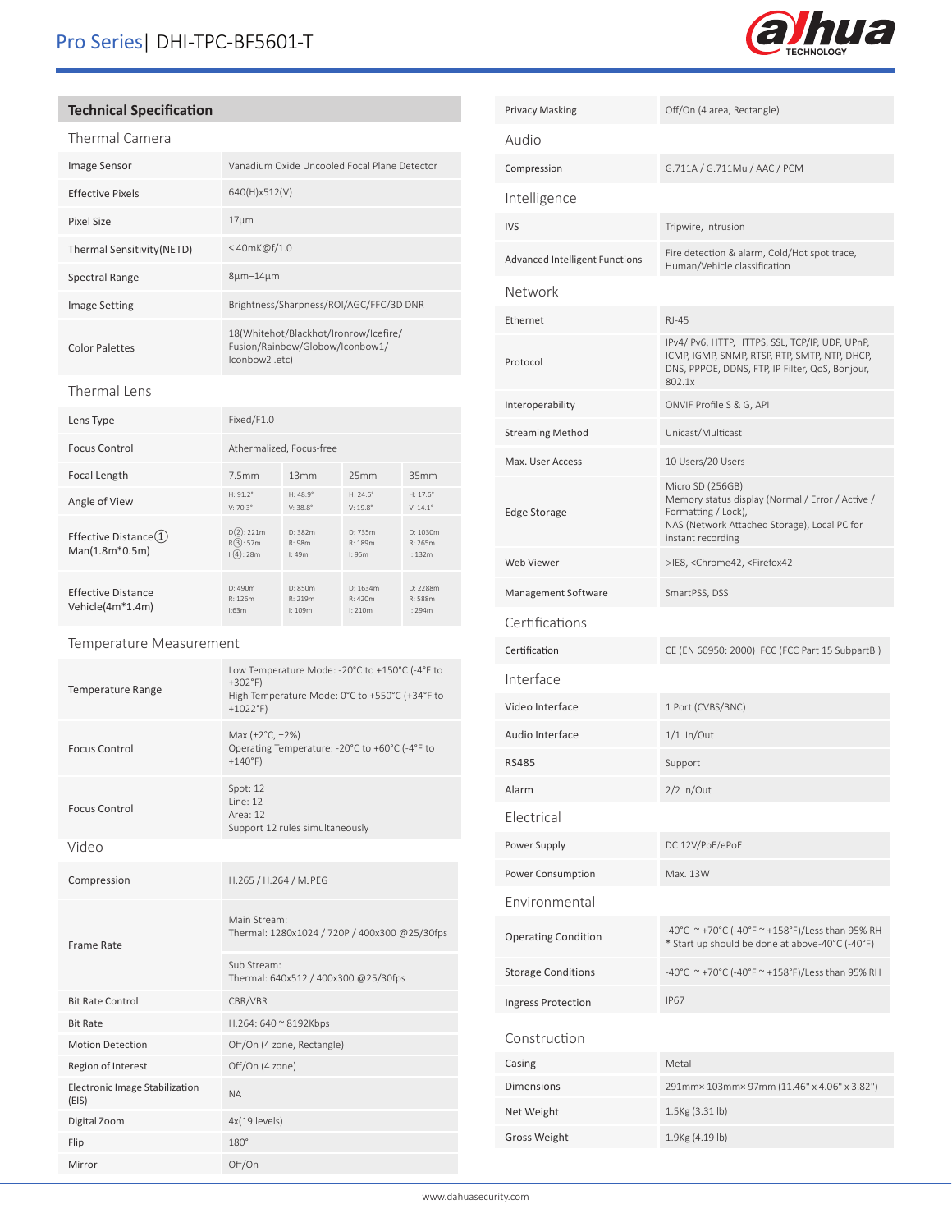## Technical Specification

### Thermal Camera

| | |
|---|---|
| Image Sensor | Vanadium Oxide Uncooled Focal Plane Detector |
| Effective Pixels | 640(H)x512(V) |
| Pixel Size | 17μm |
| Thermal Sensitivity(NETD) | ≤40mK@f/1.0 |
| Spectral Range | 8μm–14μm |
| Image Setting | Brightness/Sharpness/ROI/AGC/FFC/3D DNR |
| Color Palettes | 18(Whitehot/Blackhot/Ironrow/Icefire/ Fusion/Rainbow/Globow/Iconbow1/ Iconbow2 .etc) |

### Thermal Lens

| | | | | |
|---|---|---|---|---|
| Lens Type | Fixed/F1.0 | | | |
| Focus Control | Athermalized, Focus-free | | | |
| Focal Length | 7.5mm | 13mm | 25mm | 35mm |
| Angle of View | H: 91.2° V: 70.3° | H: 48.9° V: 38.8° | H: 24.6° V: 19.8° | H: 17.6° V: 14.1° |
| Effective Distance① Man(1.8m*0.5m) | D②: 221m R③: 57m I④: 28m | D: 382m R: 98m I: 49m | D: 735m R: 189m I: 95m | D: 1030m R: 265m I: 132m |
| Effective Distance Vehicle(4m*1.4m) | D: 490m R: 126m I:63m | D: 850m R: 219m I: 109m | D: 1634m R: 420m I: 210m | D: 2288m R: 588m I: 294m |

### Temperature Measurement

| | |
|---|---|
| Temperature Range | Low Temperature Mode: -20°C to +150°C (-4°F to +302°F)<br>High Temperature Mode: 0°C to +550°C (+34°F to +1022°F) |
| Focus Control | Max (±2°C, ±2%)<br>Operating Temperature: -20°C to +60°C (-4°F to +140°F) |
| Focus Control | Spot: 12<br>Line: 12<br>Area: 12<br>Support 12 rules simultaneously |

### Video

| | |
|---|---|
| Compression | H.265 / H.264 / MJPEG |
| Frame Rate | Main Stream:<br>Thermal: 1280x1024 / 720P / 400x300 @25/30fps |
| | Sub Stream:<br>Thermal: 640x512 / 400x300 @25/30fps |
| Bit Rate Control | CBR/VBR |
| Bit Rate | H.264: 640 ~ 8192Kbps |
| Motion Detection | Off/On (4 zone, Rectangle) |
| Region of Interest | Off/On (4 zone) |
| Electronic Image Stabilization (EIS) | NA |
| Digital Zoom | 4x(19 levels) |
| Flip | 180° |
| Mirror | Off/On |
| Privacy Masking | Off/On (4 area, Rectangle) |

### Audio

| | |
|---|---|
| Compression | G.711A / G.711Mu / AAC / PCM |

### Intelligence

| | |
|---|---|
| IVS | Tripwire, Intrusion |
| Advanced Intelligent Functions | Fire detection & alarm, Cold/Hot spot trace, Human/Vehicle classification |

### Network

| | |
|---|---|
| Ethernet | RJ-45 |
| Protocol | IPv4/IPv6, HTTP, HTTPS, SSL, TCP/IP, UDP, UPnP, ICMP, IGMP, SNMP, RTSP, RTP, SMTP, NTP, DHCP, DNS, PPPOE, DDNS, FTP, IP Filter, QoS, Bonjour, 802.1x |
| Interoperability | ONVIF Profile S & G, API |
| Streaming Method | Unicast/Multicast |
| Max. User Access | 10 Users/20 Users |
| Edge Storage | Micro SD (256GB)<br>Memory status display (Normal / Error / Active / Formatting / Lock),<br>NAS (Network Attached Storage), Local PC for instant recording |
| Web Viewer | >IE8, <Chrome42, <Firefox42 |
| Management Software | SmartPSS, DSS |

### Certifications

| | |
|---|---|
| Certification | CE (EN 60950: 2000) FCC (FCC Part 15 SubpartB ) |

### Interface

| | |
|---|---|
| Video Interface | 1 Port (CVBS/BNC) |
| Audio Interface | 1/1 In/Out |
| RS485 | Support |
| Alarm | 2/2 In/Out |

### Electrical

| | |
|---|---|
| Power Supply | DC 12V/PoE/ePoE |
| Power Consumption | Max. 13W |

### Environmental

| | |
|---|---|
| Operating Condition | -40°C ~ +70°C (-40°F ~ +158°F)/Less than 95% RH<br>* Start up should be done at above-40°C (-40°F) |
| Storage Conditions | -40°C ~ +70°C (-40°F ~ +158°F)/Less than 95% RH |
| Ingress Protection | IP67 |

### Construction

| | |
|---|---|
| Casing | Metal |
| Dimensions | 291mm× 103mm× 97mm (11.46" x 4.06" x 3.82") |
| Net Weight | 1.5Kg (3.31 lb) |
| Gross Weight | 1.9Kg (4.19 lb) |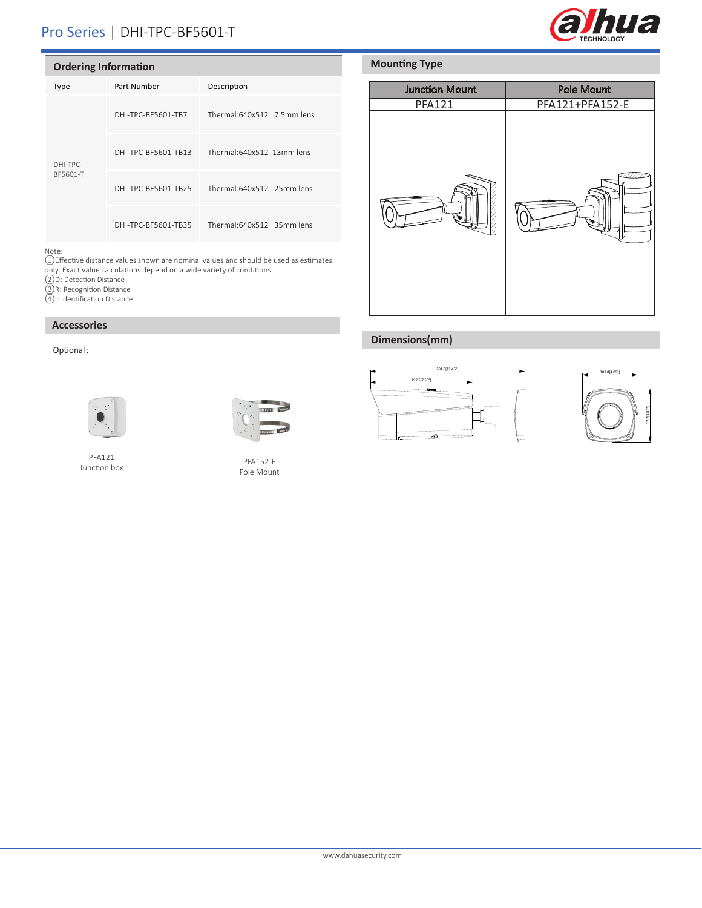## Ordering Information

| Type | Part Number | Description |
|---|---|---|
| DHI-TPC-BF5601-T | DHI-TPC-BF5601-TB7 | Thermal:640x512 7.5mm lens |
| | DHI-TPC-BF5601-TB13 | Thermal:640x512 13mm lens |
| | DHI-TPC-BF5601-TB25 | Thermal:640x512 25mm lens |
| | DHI-TPC-BF5601-TB35 | Thermal:640x512 35mm lens |

Note:
①Effective distance values shown are nominal values and should be used as estimates only. Exact value calculations depend on a wide variety of conditions.
②D: Detection Distance
③R: Recognition Distance
④I: Identification Distance

## Accessories

Optional:

PFA121
Junction box

PFA152-E
Pole Mount

## Mounting Type

| Junction Mount | Pole Mount |
|---|---|
| PFA121 | PFA121+PFA152-E |

## Dimensions(mm)

291.0[11.46"]
192.5[7.58"]
103.8[4.09"]
97.2[3.83"]